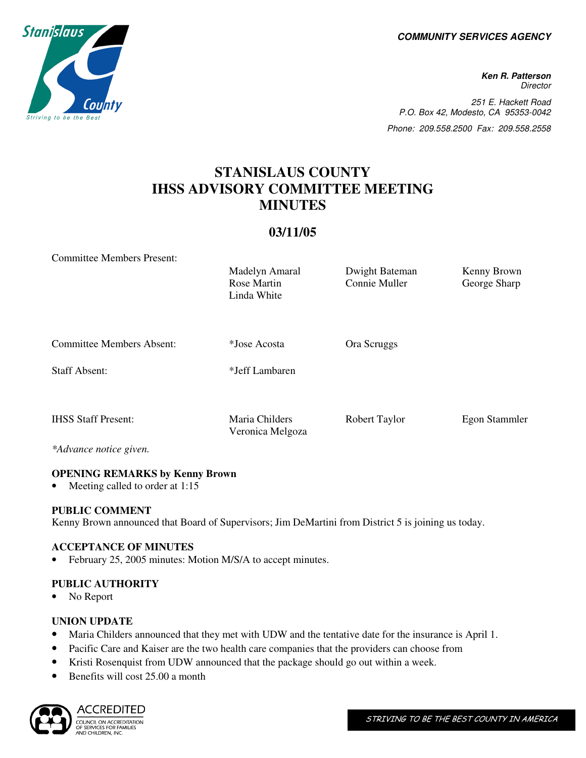**COMMUNITY SERVICES AGENCY**

**Ken R. Patterson**
*Director*

251 E. Hackett Road
P.O. Box 42, Modesto, CA 95353-0042

Phone: 209.558.2500 Fax: 209.558.2558

# STANISLAUS COUNTY IHSS ADVISORY COMMITTEE MEETING MINUTES

## 03/11/05

| | | | |
|---|---|---|---|
| Committee Members Present: | Madelyn Amaral | Dwight Bateman | Kenny Brown |
| | Rose Martin | Connie Muller | George Sharp |
| | Linda White | | |
| Committee Members Absent: | *Jose Acosta | Ora Scruggs | |
| Staff Absent: | *Jeff Lambaren | | |
| IHSS Staff Present: | Maria Childers | Robert Taylor | Egon Stammler |
| | Veronica Melgoza | | |

*\*Advance notice given.*

**OPENING REMARKS by Kenny Brown**

- Meeting called to order at 1:15

**PUBLIC COMMENT**

Kenny Brown announced that Board of Supervisors; Jim DeMartini from District 5 is joining us today.

**ACCEPTANCE OF MINUTES**

- February 25, 2005 minutes: Motion M/S/A to accept minutes.

**PUBLIC AUTHORITY**

- No Report

**UNION UPDATE**

- Maria Childers announced that they met with UDW and the tentative date for the insurance is April 1.
- Pacific Care and Kaiser are the two health care companies that the providers can choose from
- Kristi Rosenquist from UDW announced that the package should go out within a week.
- Benefits will cost 25.00 a month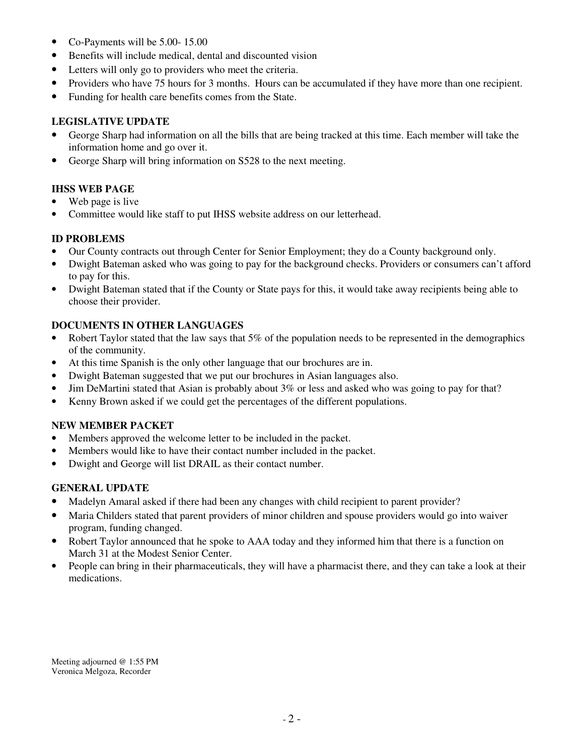- Co-Payments will be 5.00- 15.00
- Benefits will include medical, dental and discounted vision
- Letters will only go to providers who meet the criteria.
- Providers who have 75 hours for 3 months. Hours can be accumulated if they have more than one recipient.
- Funding for health care benefits comes from the State.

**LEGISLATIVE UPDATE**

- George Sharp had information on all the bills that are being tracked at this time. Each member will take the information home and go over it.
- George Sharp will bring information on S528 to the next meeting.

**IHSS WEB PAGE**

- Web page is live
- Committee would like staff to put IHSS website address on our letterhead.

**ID PROBLEMS**

- Our County contracts out through Center for Senior Employment; they do a County background only.
- Dwight Bateman asked who was going to pay for the background checks. Providers or consumers can't afford to pay for this.
- Dwight Bateman stated that if the County or State pays for this, it would take away recipients being able to choose their provider.

**DOCUMENTS IN OTHER LANGUAGES**

- Robert Taylor stated that the law says that 5% of the population needs to be represented in the demographics of the community.
- At this time Spanish is the only other language that our brochures are in.
- Dwight Bateman suggested that we put our brochures in Asian languages also.
- Jim DeMartini stated that Asian is probably about 3% or less and asked who was going to pay for that?
- Kenny Brown asked if we could get the percentages of the different populations.

**NEW MEMBER PACKET**

- Members approved the welcome letter to be included in the packet.
- Members would like to have their contact number included in the packet.
- Dwight and George will list DRAIL as their contact number.

**GENERAL UPDATE**

- Madelyn Amaral asked if there had been any changes with child recipient to parent provider?
- Maria Childers stated that parent providers of minor children and spouse providers would go into waiver program, funding changed.
- Robert Taylor announced that he spoke to AAA today and they informed him that there is a function on March 31 at the Modest Senior Center.
- People can bring in their pharmaceuticals, they will have a pharmacist there, and they can take a look at their medications.

Meeting adjourned @ 1:55 PM
Veronica Melgoza, Recorder